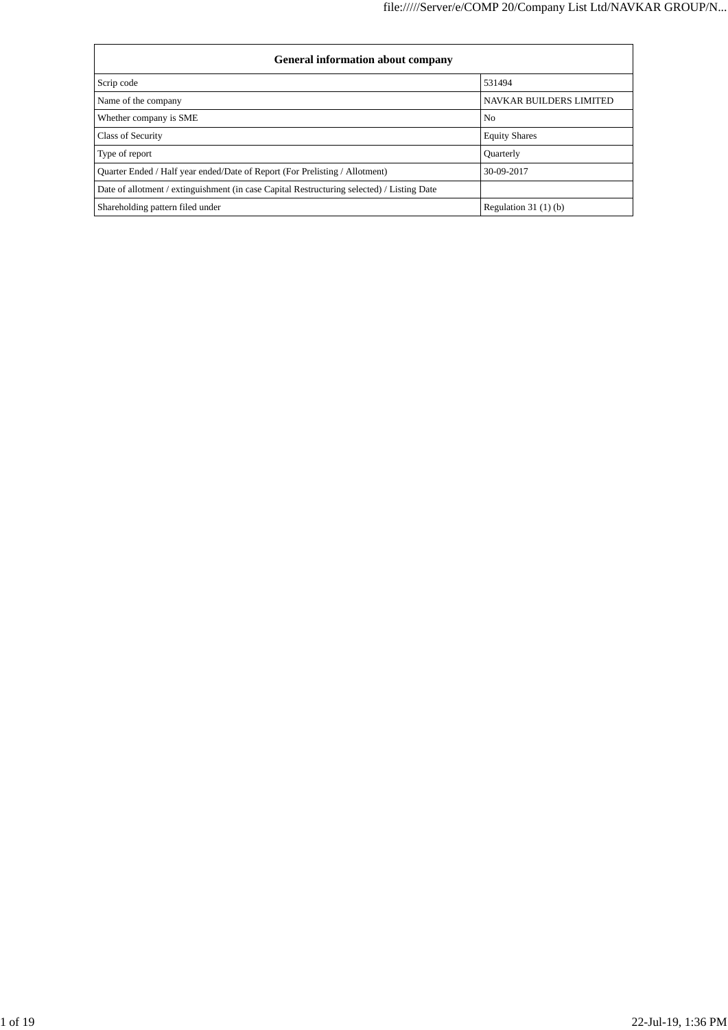| General information about company | |
| --- | --- |
| Scrip code | 531494 |
| Name of the company | NAVKAR BUILDERS LIMITED |
| Whether company is SME | No |
| Class of Security | Equity Shares |
| Type of report | Quarterly |
| Quarter Ended / Half year ended/Date of Report (For Prelisting / Allotment) | 30-09-2017 |
| Date of allotment / extinguishment (in case Capital Restructuring selected) / Listing Date | |
| Shareholding pattern filed under | Regulation 31 (1) (b) |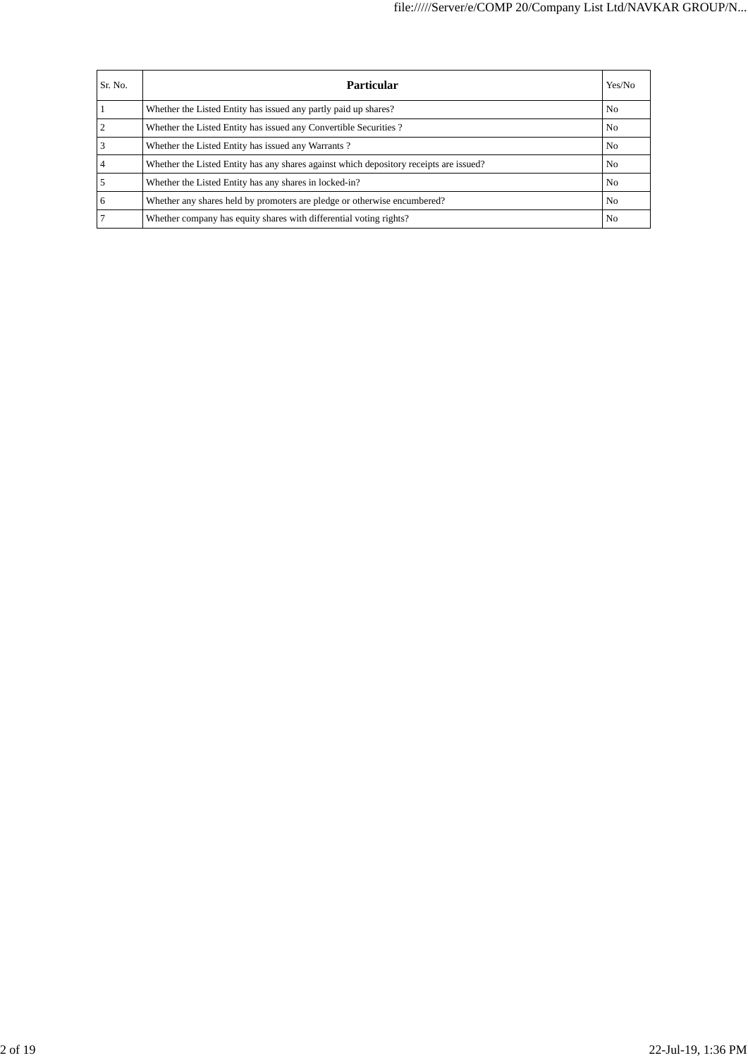| Sr. No. | Particular | Yes/No |
|---|---|---|
| 1 | Whether the Listed Entity has issued any partly paid up shares? | No |
| 2 | Whether the Listed Entity has issued any Convertible Securities ? | No |
| 3 | Whether the Listed Entity has issued any Warrants ? | No |
| 4 | Whether the Listed Entity has any shares against which depository receipts are issued? | No |
| 5 | Whether the Listed Entity has any shares in locked-in? | No |
| 6 | Whether any shares held by promoters are pledge or otherwise encumbered? | No |
| 7 | Whether company has equity shares with differential voting rights? | No |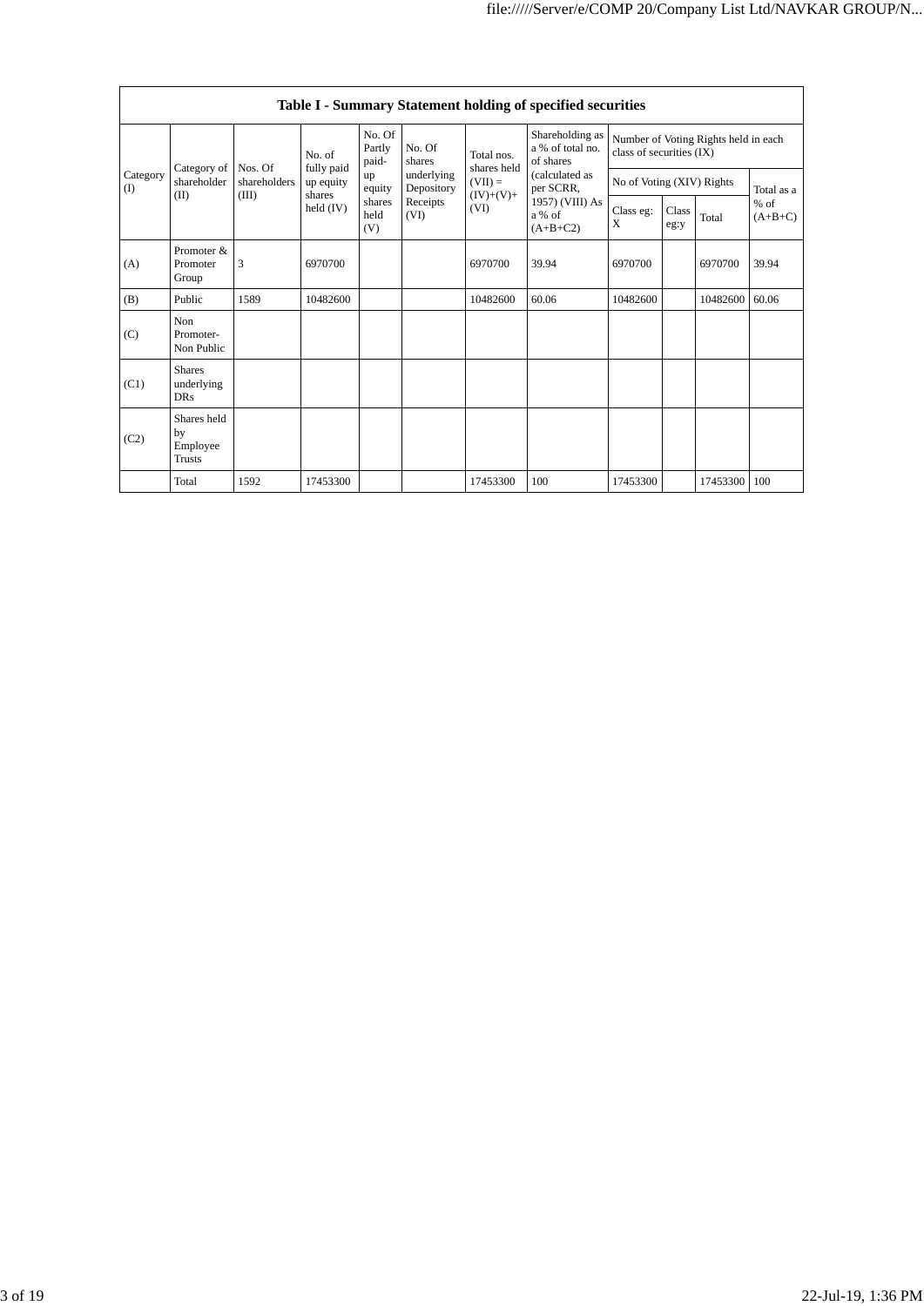| Table I - Summary Statement holding of specified securities | | | | | | | | | | | | |
|---|---|---|---|---|---|---|---|---|---|---|---|---|
| Category (I) | Category of shareholder (II) | Nos. Of shareholders (III) | No. of fully paid up equity shares held (IV) | No. Of Partly paid-up equity shares held (V) | No. Of shares underlying Depository Receipts (VI) | Total nos. shares held (VII) = (IV)+(V)+ (VI) | Shareholding as a % of total no. of shares (calculated as per SCRR, 1957) (VIII) As a % of (A+B+C2) | Number of Voting Rights held in each class of securities (IX) | | | |
| | | | | | | | | No of Voting (XIV) Rights | | | Total as a % of (A+B+C) |
| | | | | | | | | Class eg: X | Class eg:y | Total | |
| (A) | Promoter & Promoter Group | 3 | 6970700 | | | 6970700 | 39.94 | 6970700 | | 6970700 | 39.94 |
| (B) | Public | 1589 | 10482600 | | | 10482600 | 60.06 | 10482600 | | 10482600 | 60.06 |
| (C) | Non Promoter- Non Public | | | | | | | | | | |
| (C1) | Shares underlying DRs | | | | | | | | | | |
| (C2) | Shares held by Employee Trusts | | | | | | | | | | |
| | Total | 1592 | 17453300 | | | 17453300 | 100 | 17453300 | | 17453300 | 100 |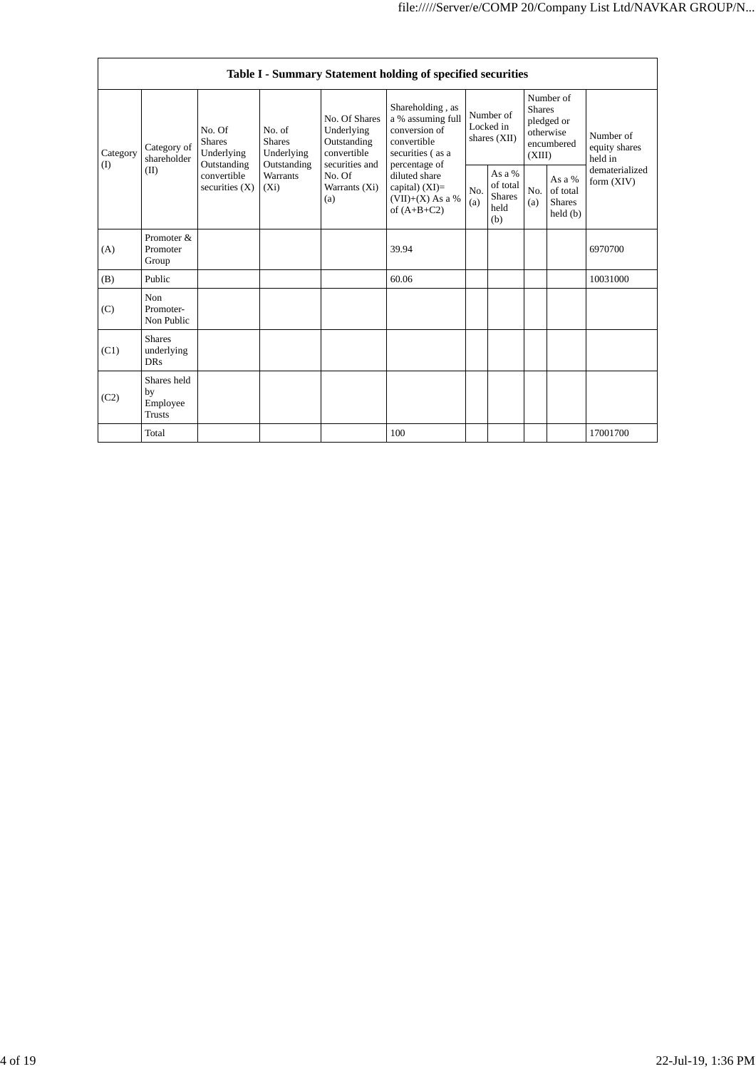| Table I - Summary Statement holding of specified securities | | | | | | | | | | |
|---|---|---|---|---|---|---|---|---|---|---|
| Category (I) | Category of shareholder (II) | No. Of Shares Underlying Outstanding convertible securities (X) | No. of Shares Underlying Outstanding Warrants (Xi) | No. Of Shares Underlying Outstanding convertible securities and No. Of Warrants (Xi) (a) | Shareholding , as a % assuming full conversion of convertible securities ( as a percentage of diluted share capital) (XI)= (VII)+(X) As a % of (A+B+C2) | Number of Locked in shares (XII) | | Number of Shares pledged or otherwise encumbered (XIII) | | Number of equity shares held in dematerialized form (XIV) |
| | | | | | | No. (a) | As a % of total Shares held (b) | No. (a) | As a % of total Shares held (b) | |
| (A) | Promoter & Promoter Group | | | | 39.94 | | | | | 6970700 |
| (B) | Public | | | | 60.06 | | | | | 10031000 |
| (C) | Non Promoter- Non Public | | | | | | | | | |
| (C1) | Shares underlying DRs | | | | | | | | | |
| (C2) | Shares held by Employee Trusts | | | | | | | | | |
| | Total | | | | 100 | | | | | 17001700 |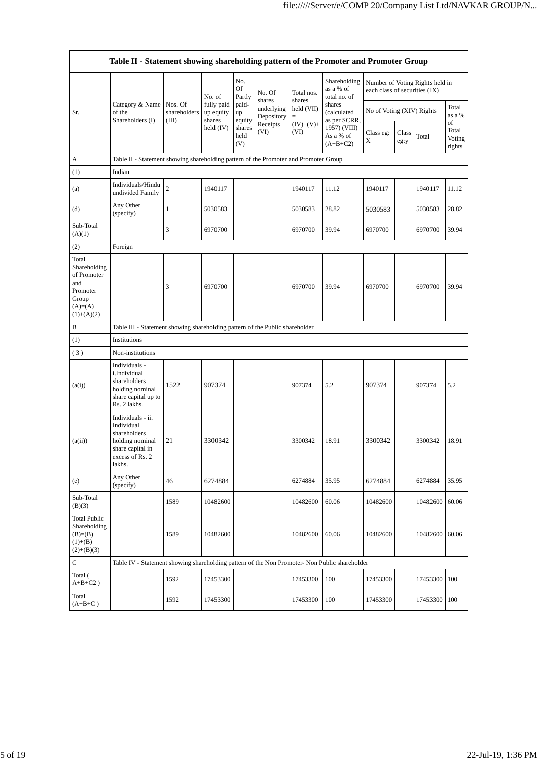| Table II - Statement showing shareholding pattern of the Promoter and Promoter Group | | | | | | | | | | | |
|---|---|---|---|---|---|---|---|---|---|---|---|
| Sr. | Category & Name of the Shareholders (I) | Nos. Of shareholders (III) | No. of fully paid up equity shares held (IV) | No. Of Partly paid-up equity shares held (V) | No. Of shares underlying Depository Receipts (VI) | Total nos. shares held (VII) = (IV)+(V)+ (VI) | Shareholding as a % of total no. of shares (calculated as per SCRR, 1957) (VIII) As a % of (A+B+C2) | Number of Voting Rights held in each class of securities (IX) | | | |
| | | | | | | | | No of Voting (XIV) Rights | | | Total as a % of Total Voting rights |
| | | | | | | | | Class eg: X | Class eg:y | Total | |
| A | Table II - Statement showing shareholding pattern of the Promoter and Promoter Group | | | | | | | | | | |
| (1) | Indian | | | | | | | | | | |
| (a) | Individuals/Hindu undivided Family | 2 | 1940117 | | | 1940117 | 11.12 | 1940117 | | 1940117 | 11.12 |
| (d) | Any Other (specify) | 1 | 5030583 | | | 5030583 | 28.82 | 5030583 | | 5030583 | 28.82 |
| Sub-Total (A)(1) | | 3 | 6970700 | | | 6970700 | 39.94 | 6970700 | | 6970700 | 39.94 |
| (2) | Foreign | | | | | | | | | | |
| Total Shareholding of Promoter and Promoter Group (A)=(A)(1)+(A)(2) | | 3 | 6970700 | | | 6970700 | 39.94 | 6970700 | | 6970700 | 39.94 |
| B | Table III - Statement showing shareholding pattern of the Public shareholder | | | | | | | | | | |
| (1) | Institutions | | | | | | | | | | |
| ( 3 ) | Non-institutions | | | | | | | | | | |
| (a(i)) | Individuals - i.Individual shareholders holding nominal share capital up to Rs. 2 lakhs. | 1522 | 907374 | | | 907374 | 5.2 | 907374 | | 907374 | 5.2 |
| (a(ii)) | Individuals - ii. Individual shareholders holding nominal share capital in excess of Rs. 2 lakhs. | 21 | 3300342 | | | 3300342 | 18.91 | 3300342 | | 3300342 | 18.91 |
| (e) | Any Other (specify) | 46 | 6274884 | | | 6274884 | 35.95 | 6274884 | | 6274884 | 35.95 |
| Sub-Total (B)(3) | | 1589 | 10482600 | | | 10482600 | 60.06 | 10482600 | | 10482600 | 60.06 |
| Total Public Shareholding (B)=(B)(1)+(B)(2)+(B)(3) | | 1589 | 10482600 | | | 10482600 | 60.06 | 10482600 | | 10482600 | 60.06 |
| C | Table IV - Statement showing shareholding pattern of the Non Promoter- Non Public shareholder | | | | | | | | | | |
| Total ( A+B+C2 ) | | 1592 | 17453300 | | | 17453300 | 100 | 17453300 | | 17453300 | 100 |
| Total (A+B+C ) | | 1592 | 17453300 | | | 17453300 | 100 | 17453300 | | 17453300 | 100 |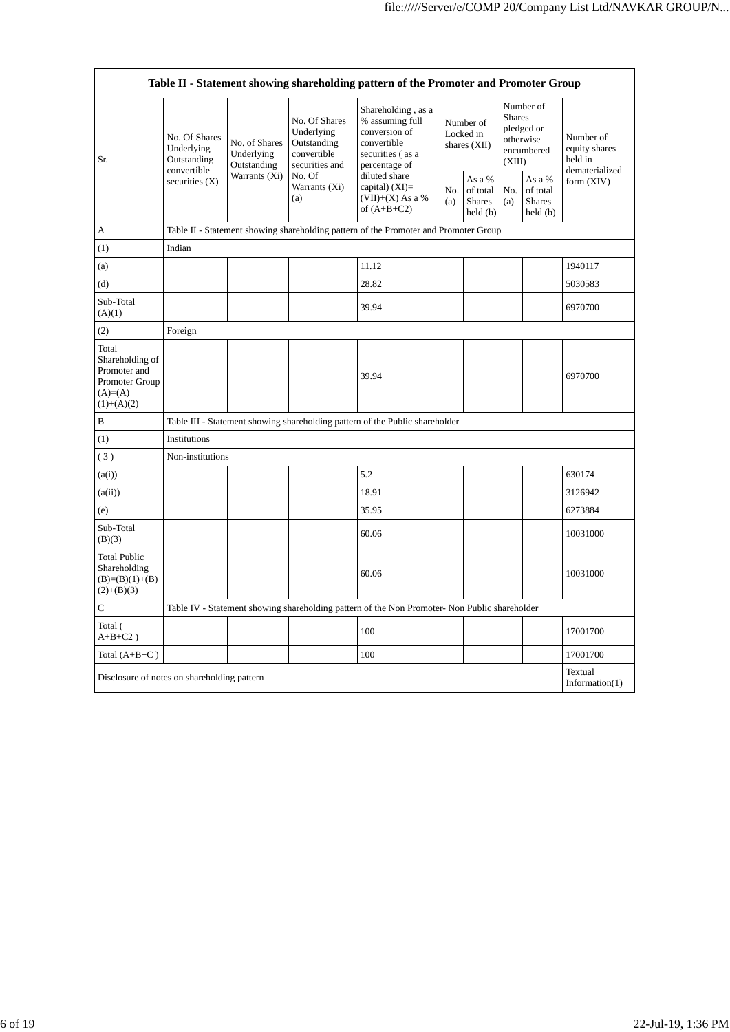| Table II - Statement showing shareholding pattern of the Promoter and Promoter Group | | | | | | | | | |
|---|---|---|---|---|---|---|---|---|---|
| Sr. | No. Of Shares Underlying Outstanding convertible securities (X) | No. of Shares Underlying Outstanding Warrants (Xi) | No. Of Shares Underlying Outstanding convertible securities and No. Of Warrants (Xi) (a) | Shareholding , as a % assuming full conversion of convertible securities ( as a percentage of diluted share capital) (XI)= (VII)+(X) As a % of (A+B+C2) | Number of Locked in shares (XII) | | Number of Shares pledged or otherwise encumbered (XIII) | | Number of equity shares held in dematerialized form (XIV) |
| | | | | | No. (a) | As a % of total Shares held (b) | No. (a) | As a % of total Shares held (b) | |
| A | Table II - Statement showing shareholding pattern of the Promoter and Promoter Group | | | | | | | | |
| (1) | Indian | | | | | | | | |
| (a) | | | | 11.12 | | | | | 1940117 |
| (d) | | | | 28.82 | | | | | 5030583 |
| Sub-Total (A)(1) | | | | 39.94 | | | | | 6970700 |
| (2) | Foreign | | | | | | | | |
| Total Shareholding of Promoter and Promoter Group (A)=(A)(1)+(A)(2) | | | | 39.94 | | | | | 6970700 |
| B | Table III - Statement showing shareholding pattern of the Public shareholder | | | | | | | | |
| (1) | Institutions | | | | | | | | |
| ( 3 ) | Non-institutions | | | | | | | | |
| (a(i)) | | | | 5.2 | | | | | 630174 |
| (a(ii)) | | | | 18.91 | | | | | 3126942 |
| (e) | | | | 35.95 | | | | | 6273884 |
| Sub-Total (B)(3) | | | | 60.06 | | | | | 10031000 |
| Total Public Shareholding (B)=(B)(1)+(B)(2)+(B)(3) | | | | 60.06 | | | | | 10031000 |
| C | Table IV - Statement showing shareholding pattern of the Non Promoter- Non Public shareholder | | | | | | | | |
| Total ( A+B+C2 ) | | | | 100 | | | | | 17001700 |
| Total (A+B+C ) | | | | 100 | | | | | 17001700 |
| Disclosure of notes on shareholding pattern | | | | | | | | | Textual Information(1) |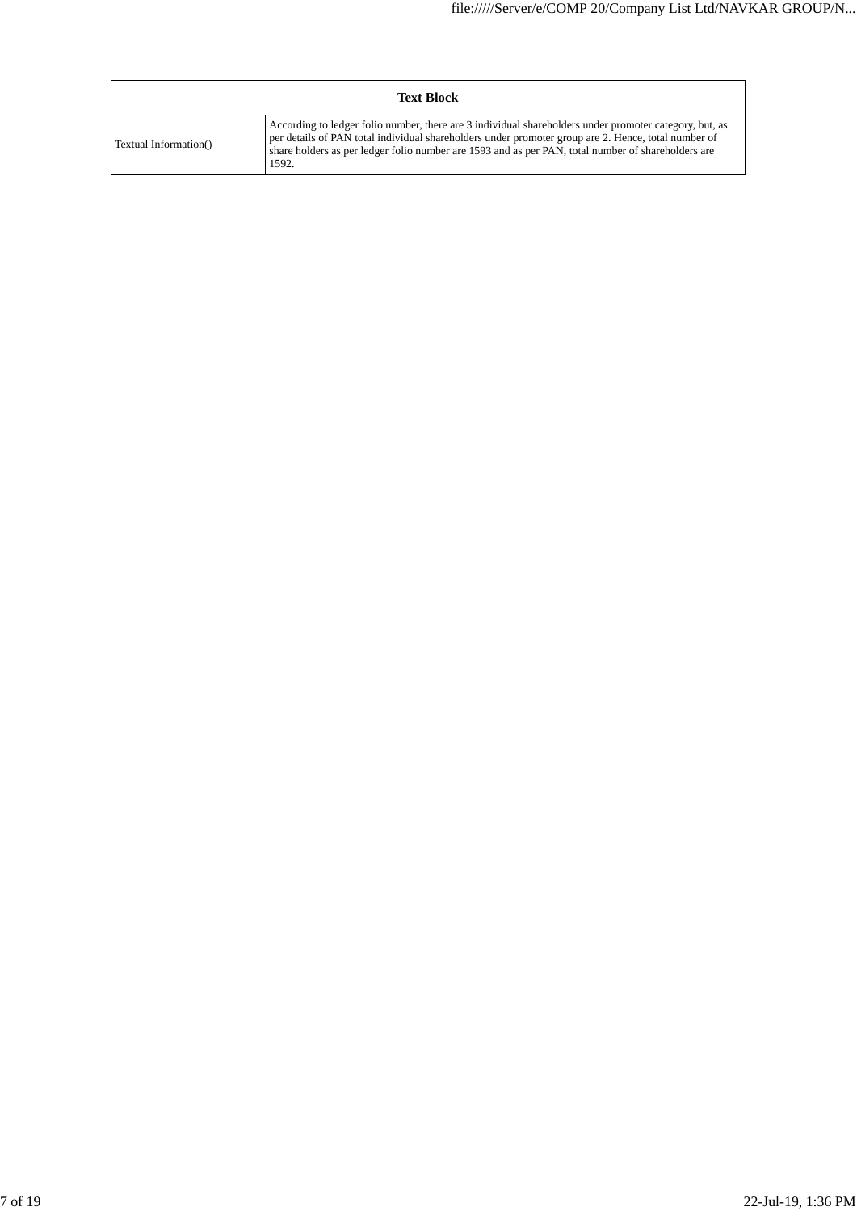| Text Block | |
|---|---|
| Textual Information() | According to ledger folio number, there are 3 individual shareholders under promoter category, but, as per details of PAN total individual shareholders under promoter group are 2. Hence, total number of share holders as per ledger folio number are 1593 and as per PAN, total number of shareholders are 1592. |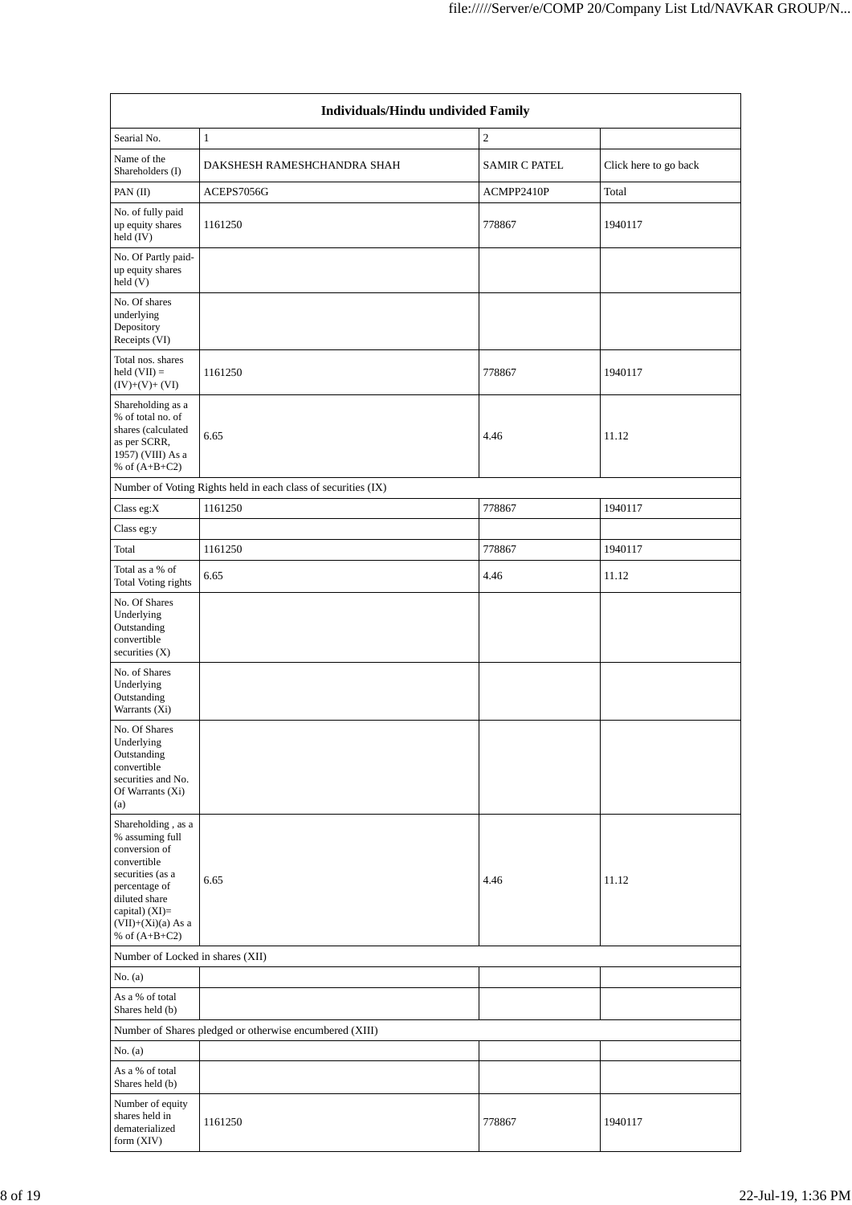| Individuals/Hindu undivided Family | | | |
|---|---|---|---|
| Searial No. | 1 | 2 | |
| Name of the Shareholders (I) | DAKSHESH RAMESHCHANDRA SHAH | SAMIR C PATEL | Click here to go back |
| PAN (II) | ACEPS7056G | ACMPP2410P | Total |
| No. of fully paid up equity shares held (IV) | 1161250 | 778867 | 1940117 |
| No. Of Partly paid-up equity shares held (V) | | | |
| No. Of shares underlying Depository Receipts (VI) | | | |
| Total nos. shares held (VII) = (IV)+(V)+ (VI) | 1161250 | 778867 | 1940117 |
| Shareholding as a % of total no. of shares (calculated as per SCRR, 1957) (VIII) As a % of (A+B+C2) | 6.65 | 4.46 | 11.12 |
| Number of Voting Rights held in each class of securities (IX) | | | |
| Class eg:X | 1161250 | 778867 | 1940117 |
| Class eg:y | | | |
| Total | 1161250 | 778867 | 1940117 |
| Total as a % of Total Voting rights | 6.65 | 4.46 | 11.12 |
| No. Of Shares Underlying Outstanding convertible securities (X) | | | |
| No. of Shares Underlying Outstanding Warrants (Xi) | | | |
| No. Of Shares Underlying Outstanding convertible securities and No. Of Warrants (Xi) (a) | | | |
| Shareholding , as a % assuming full conversion of convertible securities (as a percentage of diluted share capital) (XI)= (VII)+(Xi)(a) As a % of (A+B+C2) | 6.65 | 4.46 | 11.12 |
| Number of Locked in shares (XII) | | | |
| No. (a) | | | |
| As a % of total Shares held (b) | | | |
| Number of Shares pledged or otherwise encumbered (XIII) | | | |
| No. (a) | | | |
| As a % of total Shares held (b) | | | |
| Number of equity shares held in dematerialized form (XIV) | 1161250 | 778867 | 1940117 |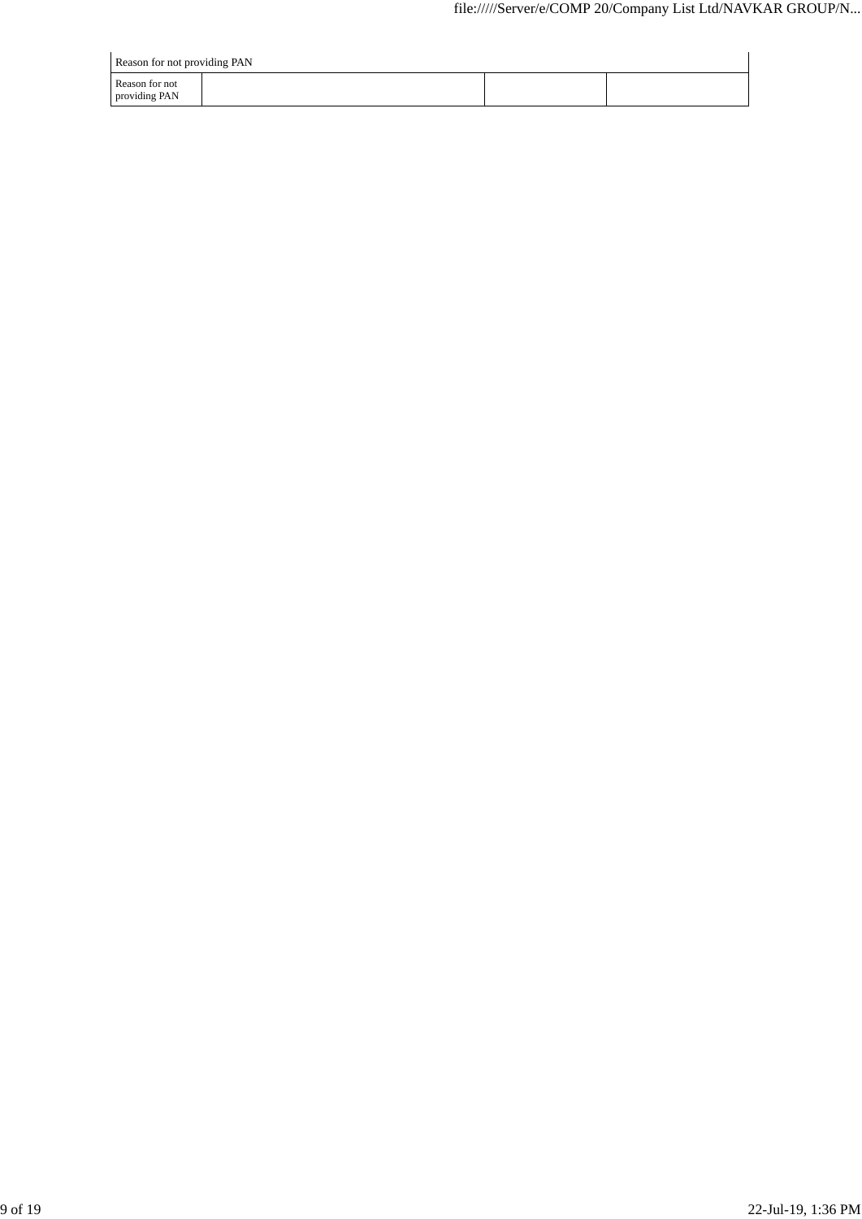| Reason for not providing PAN | | | |
|---|---|---|---|
| Reason for not providing PAN | | | |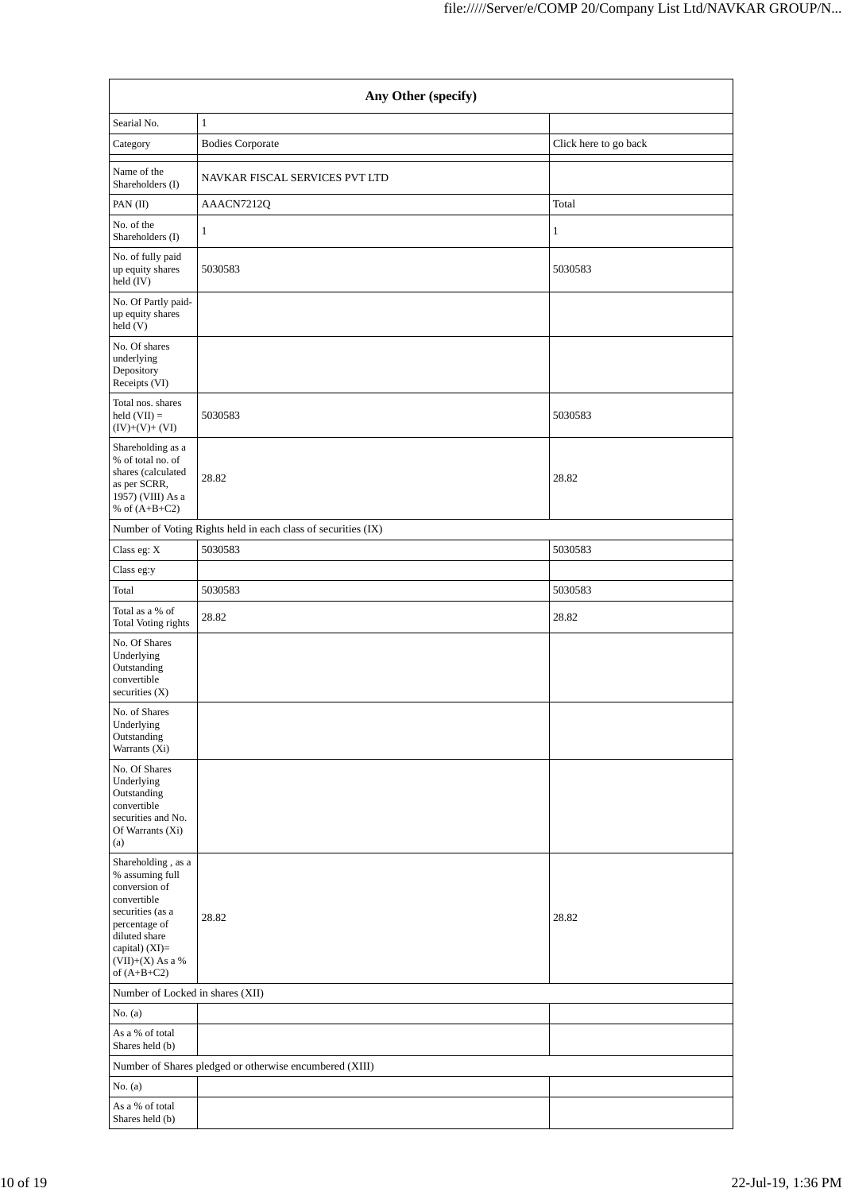| Any Other (specify) | | |
|---|---|---|
| Searial No. | 1 | |
| Category | Bodies Corporate | Click here to go back |
| | | |
| Name of the Shareholders (I) | NAVKAR FISCAL SERVICES PVT LTD | |
| PAN (II) | AAACN7212Q | Total |
| No. of the Shareholders (I) | 1 | 1 |
| No. of fully paid up equity shares held (IV) | 5030583 | 5030583 |
| No. Of Partly paid-up equity shares held (V) | | |
| No. Of shares underlying Depository Receipts (VI) | | |
| Total nos. shares held (VII) = (IV)+(V)+ (VI) | 5030583 | 5030583 |
| Shareholding as a % of total no. of shares (calculated as per SCRR, 1957) (VIII) As a % of (A+B+C2) | 28.82 | 28.82 |
| Number of Voting Rights held in each class of securities (IX) | | |
| Class eg: X | 5030583 | 5030583 |
| Class eg:y | | |
| Total | 5030583 | 5030583 |
| Total as a % of Total Voting rights | 28.82 | 28.82 |
| No. Of Shares Underlying Outstanding convertible securities (X) | | |
| No. of Shares Underlying Outstanding Warrants (Xi) | | |
| No. Of Shares Underlying Outstanding convertible securities and No. Of Warrants (Xi) (a) | | |
| Shareholding , as a % assuming full conversion of convertible securities (as a percentage of diluted share capital) (XI)= (VII)+(X) As a % of (A+B+C2) | 28.82 | 28.82 |
| Number of Locked in shares (XII) | | |
| No. (a) | | |
| As a % of total Shares held (b) | | |
| Number of Shares pledged or otherwise encumbered (XIII) | | |
| No. (a) | | |
| As a % of total Shares held (b) | | |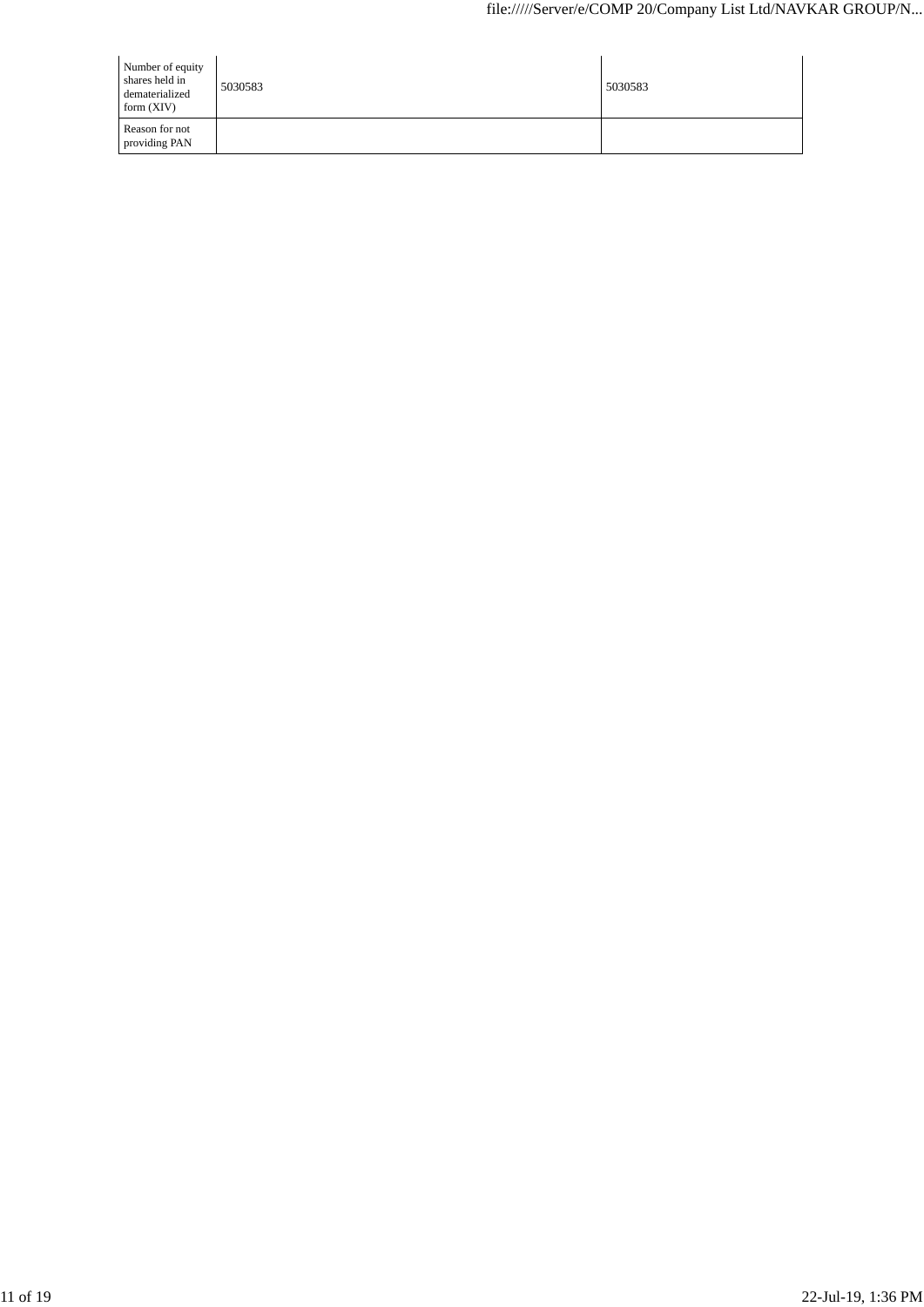| | | |
|---|---|---|
| Number of equity shares held in dematerialized form (XIV) | 5030583 | 5030583 |
| Reason for not providing PAN | | |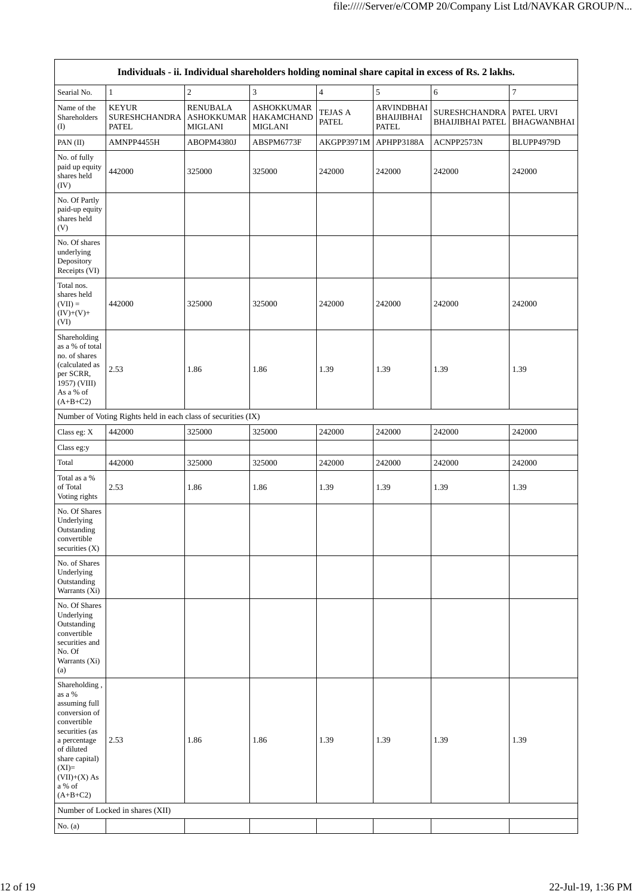| Individuals - ii. Individual shareholders holding nominal share capital in excess of Rs. 2 lakhs. | | | | | | | |
|---|---|---|---|---|---|---|---|
| Searial No. | 1 | 2 | 3 | 4 | 5 | 6 | 7 |
| Name of the Shareholders (I) | KEYUR SURESHCHANDRA PATEL | RENUBALA ASHOKKUMAR MIGLANI | ASHOKKUMAR HAKAMCHAND MIGLANI | TEJAS A PATEL | ARVINDBHAI BHAIJIBHAI PATEL | SURESHCHANDRA BHAIJIBHAI PATEL | PATEL URVI BHAGWANBHAI |
| PAN (II) | AMNPP4455H | ABOPM4380J | ABSPM6773F | AKGPP3971M | APHPP3188A | ACNPP2573N | BLUPP4979D |
| No. of fully paid up equity shares held (IV) | 442000 | 325000 | 325000 | 242000 | 242000 | 242000 | 242000 |
| No. Of Partly paid-up equity shares held (V) | | | | | | | |
| No. Of shares underlying Depository Receipts (VI) | | | | | | | |
| Total nos. shares held (VII) = (IV)+(V)+ (VI) | 442000 | 325000 | 325000 | 242000 | 242000 | 242000 | 242000 |
| Shareholding as a % of total no. of shares (calculated as per SCRR, 1957) (VIII) As a % of (A+B+C2) | 2.53 | 1.86 | 1.86 | 1.39 | 1.39 | 1.39 | 1.39 |
| Number of Voting Rights held in each class of securities (IX) | | | | | | | |
| Class eg: X | 442000 | 325000 | 325000 | 242000 | 242000 | 242000 | 242000 |
| Class eg:y | | | | | | | |
| Total | 442000 | 325000 | 325000 | 242000 | 242000 | 242000 | 242000 |
| Total as a % of Total Voting rights | 2.53 | 1.86 | 1.86 | 1.39 | 1.39 | 1.39 | 1.39 |
| No. Of Shares Underlying Outstanding convertible securities (X) | | | | | | | |
| No. of Shares Underlying Outstanding Warrants (Xi) | | | | | | | |
| No. Of Shares Underlying Outstanding convertible securities and No. Of Warrants (Xi) (a) | | | | | | | |
| Shareholding , as a % assuming full conversion of convertible securities (as a percentage of diluted share capital) (XI)= (VII)+(X) As a % of (A+B+C2) | 2.53 | 1.86 | 1.86 | 1.39 | 1.39 | 1.39 | 1.39 |
| Number of Locked in shares (XII) | | | | | | | |
| No. (a) | | | | | | | |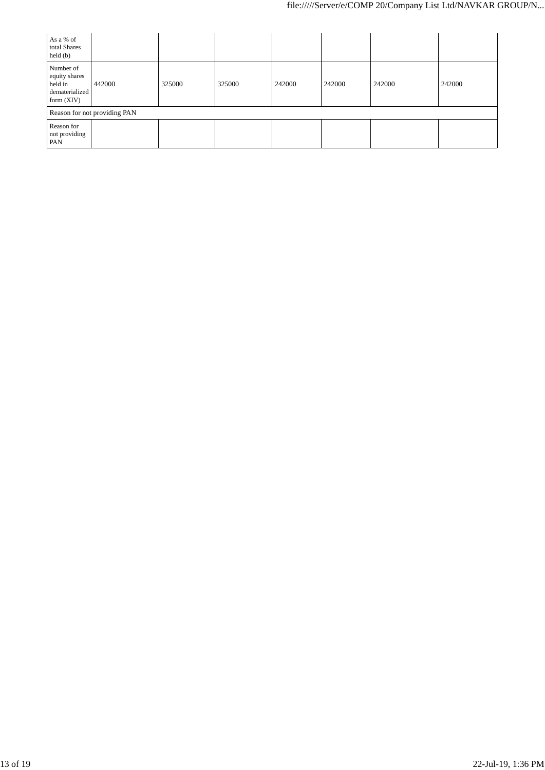| | | | | | | | |
|---|---|---|---|---|---|---|---|
| As a % of total Shares held (b) | | | | | | | |
| Number of equity shares held in dematerialized form (XIV) | 442000 | 325000 | 325000 | 242000 | 242000 | 242000 | 242000 |
| Reason for not providing PAN | | | | | | | |
| Reason for not providing PAN | | | | | | | |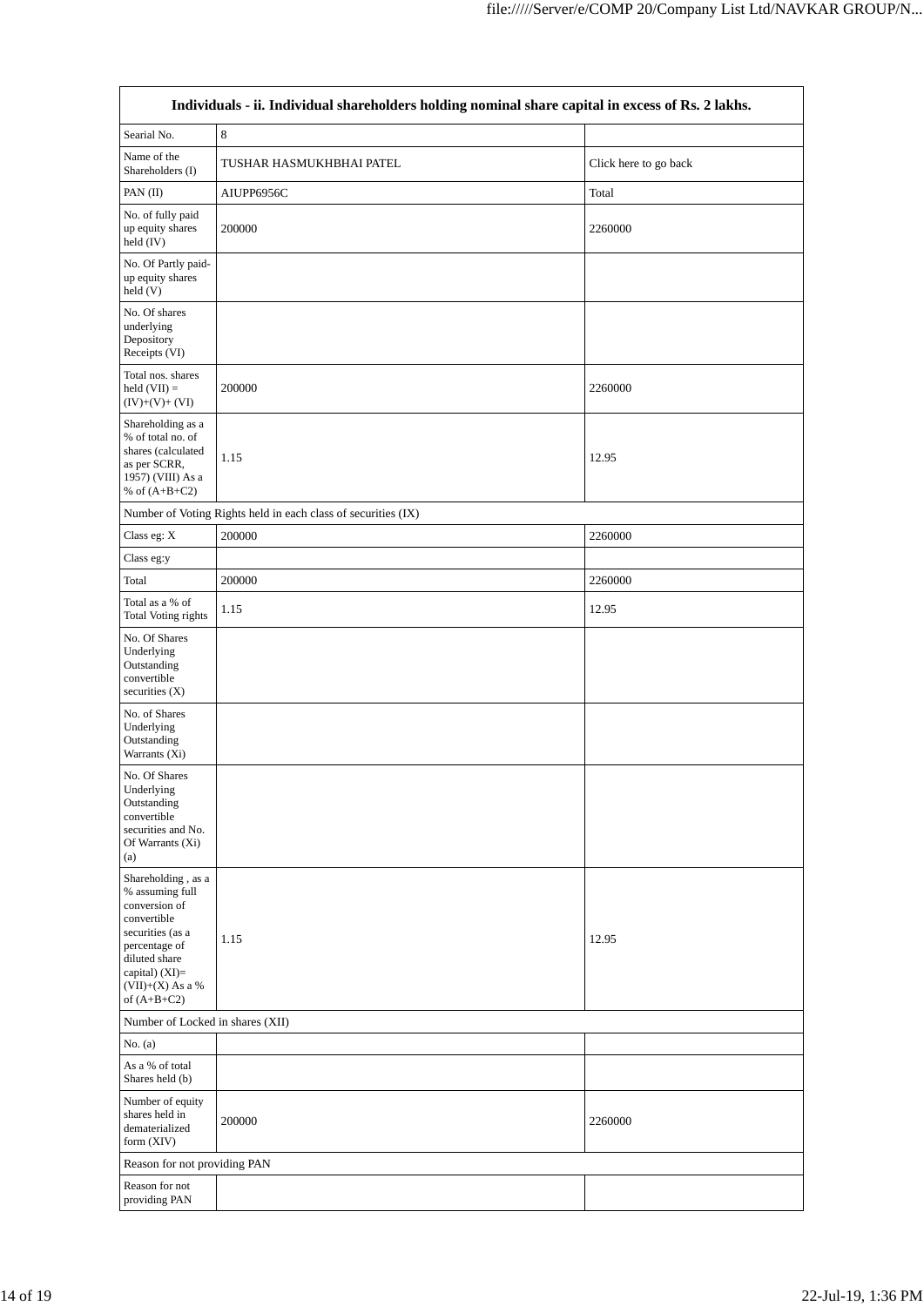| Individuals - ii. Individual shareholders holding nominal share capital in excess of Rs. 2 lakhs. | | |
|---|---|---|
| Searial No. | 8 | |
| Name of the Shareholders (I) | TUSHAR HASMUKHBHAI PATEL | Click here to go back |
| PAN (II) | AIUPP6956C | Total |
| No. of fully paid up equity shares held (IV) | 200000 | 2260000 |
| No. Of Partly paid-up equity shares held (V) | | |
| No. Of shares underlying Depository Receipts (VI) | | |
| Total nos. shares held (VII) = (IV)+(V)+ (VI) | 200000 | 2260000 |
| Shareholding as a % of total no. of shares (calculated as per SCRR, 1957) (VIII) As a % of (A+B+C2) | 1.15 | 12.95 |
| Number of Voting Rights held in each class of securities (IX) | | |
| Class eg: X | 200000 | 2260000 |
| Class eg:y | | |
| Total | 200000 | 2260000 |
| Total as a % of Total Voting rights | 1.15 | 12.95 |
| No. Of Shares Underlying Outstanding convertible securities (X) | | |
| No. of Shares Underlying Outstanding Warrants (Xi) | | |
| No. Of Shares Underlying Outstanding convertible securities and No. Of Warrants (Xi) (a) | | |
| Shareholding , as a % assuming full conversion of convertible securities (as a percentage of diluted share capital) (XI)= (VII)+(X) As a % of (A+B+C2) | 1.15 | 12.95 |
| Number of Locked in shares (XII) | | |
| No. (a) | | |
| As a % of total Shares held (b) | | |
| Number of equity shares held in dematerialized form (XIV) | 200000 | 2260000 |
| Reason for not providing PAN | | |
| Reason for not providing PAN | | |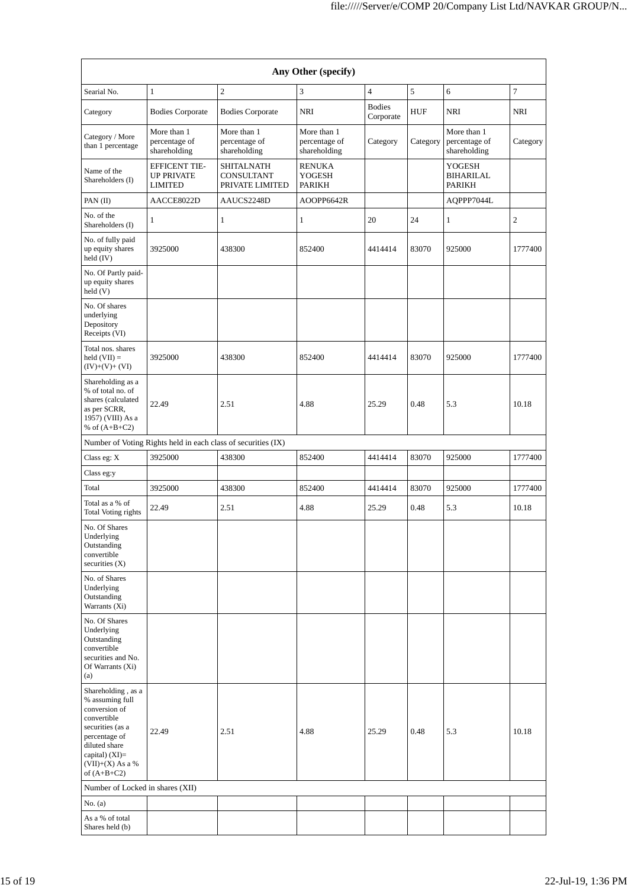| Any Other (specify) | | | | | | | |
|---|---|---|---|---|---|---|---|
| Searial No. | 1 | 2 | 3 | 4 | 5 | 6 | 7 |
| Category | Bodies Corporate | Bodies Corporate | NRI | Bodies Corporate | HUF | NRI | NRI |
| Category / More than 1 percentage | More than 1 percentage of shareholding | More than 1 percentage of shareholding | More than 1 percentage of shareholding | Category | Category | More than 1 percentage of shareholding | Category |
| Name of the Shareholders (I) | EFFICENT TIE-UP PRIVATE LIMITED | SHITALNATH CONSULTANT PRIVATE LIMITED | RENUKA YOGESH PARIKH | | | YOGESH BIHARILAL PARIKH | |
| PAN (II) | AACCE8022D | AAUCS2248D | AOOPP6642R | | | AQPPP7044L | |
| No. of the Shareholders (I) | 1 | 1 | 1 | 20 | 24 | 1 | 2 |
| No. of fully paid up equity shares held (IV) | 3925000 | 438300 | 852400 | 4414414 | 83070 | 925000 | 1777400 |
| No. Of Partly paid-up equity shares held (V) | | | | | | | |
| No. Of shares underlying Depository Receipts (VI) | | | | | | | |
| Total nos. shares held (VII) = (IV)+(V)+ (VI) | 3925000 | 438300 | 852400 | 4414414 | 83070 | 925000 | 1777400 |
| Shareholding as a % of total no. of shares (calculated as per SCRR, 1957) (VIII) As a % of (A+B+C2) | 22.49 | 2.51 | 4.88 | 25.29 | 0.48 | 5.3 | 10.18 |
| Number of Voting Rights held in each class of securities (IX) | | | | | | | |
| Class eg: X | 3925000 | 438300 | 852400 | 4414414 | 83070 | 925000 | 1777400 |
| Class eg:y | | | | | | | |
| Total | 3925000 | 438300 | 852400 | 4414414 | 83070 | 925000 | 1777400 |
| Total as a % of Total Voting rights | 22.49 | 2.51 | 4.88 | 25.29 | 0.48 | 5.3 | 10.18 |
| No. Of Shares Underlying Outstanding convertible securities (X) | | | | | | | |
| No. of Shares Underlying Outstanding Warrants (Xi) | | | | | | | |
| No. Of Shares Underlying Outstanding convertible securities and No. Of Warrants (Xi) (a) | | | | | | | |
| Shareholding , as a % assuming full conversion of convertible securities (as a percentage of diluted share capital) (XI)= (VII)+(X) As a % of (A+B+C2) | 22.49 | 2.51 | 4.88 | 25.29 | 0.48 | 5.3 | 10.18 |
| Number of Locked in shares (XII) | | | | | | | |
| No. (a) | | | | | | | |
| As a % of total Shares held (b) | | | | | | | |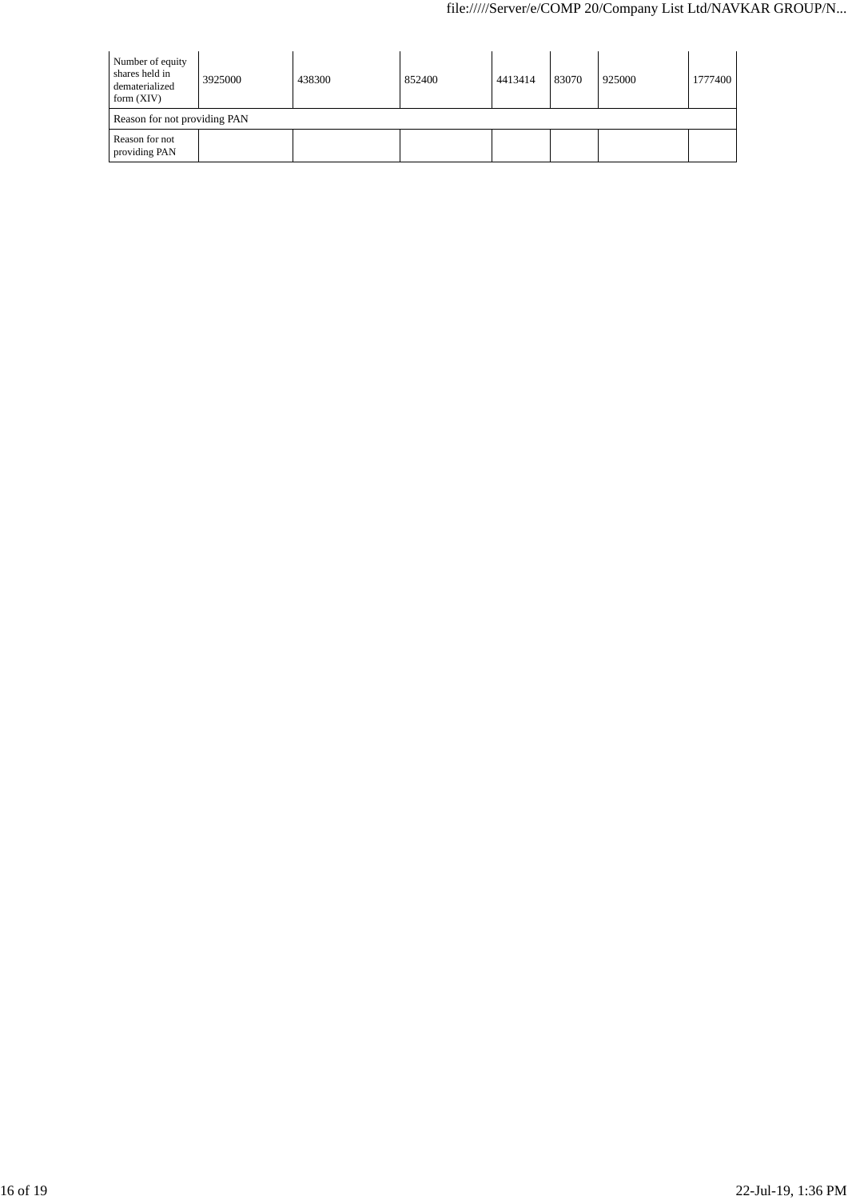| Number of equity shares held in dematerialized form (XIV) | 3925000 | 438300 | 852400 | 4413414 | 83070 | 925000 | 1777400 |
|---|---|---|---|---|---|---|---|
| Reason for not providing PAN | | | | | | | |
| Reason for not providing PAN | | | | | | | |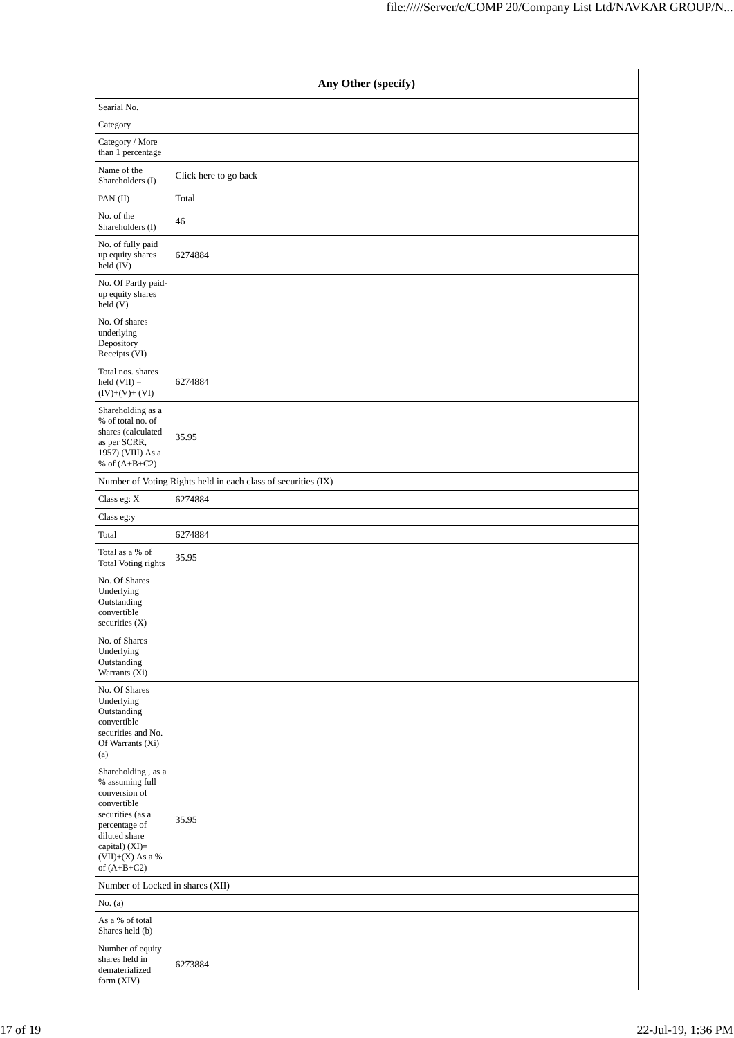| Any Other (specify) | |
|---|---|
| Searial No. | |
| Category | |
| Category / More than 1 percentage | |
| Name of the Shareholders (I) | Click here to go back |
| PAN (II) | Total |
| No. of the Shareholders (I) | 46 |
| No. of fully paid up equity shares held (IV) | 6274884 |
| No. Of Partly paid-up equity shares held (V) | |
| No. Of shares underlying Depository Receipts (VI) | |
| Total nos. shares held (VII) = (IV)+(V)+ (VI) | 6274884 |
| Shareholding as a % of total no. of shares (calculated as per SCRR, 1957) (VIII) As a % of (A+B+C2) | 35.95 |
| Number of Voting Rights held in each class of securities (IX) | |
| Class eg: X | 6274884 |
| Class eg:y | |
| Total | 6274884 |
| Total as a % of Total Voting rights | 35.95 |
| No. Of Shares Underlying Outstanding convertible securities (X) | |
| No. of Shares Underlying Outstanding Warrants (Xi) | |
| No. Of Shares Underlying Outstanding convertible securities and No. Of Warrants (Xi) (a) | |
| Shareholding , as a % assuming full conversion of convertible securities (as a percentage of diluted share capital) (XI)= (VII)+(X) As a % of (A+B+C2) | 35.95 |
| Number of Locked in shares (XII) | |
| No. (a) | |
| As a % of total Shares held (b) | |
| Number of equity shares held in dematerialized form (XIV) | 6273884 |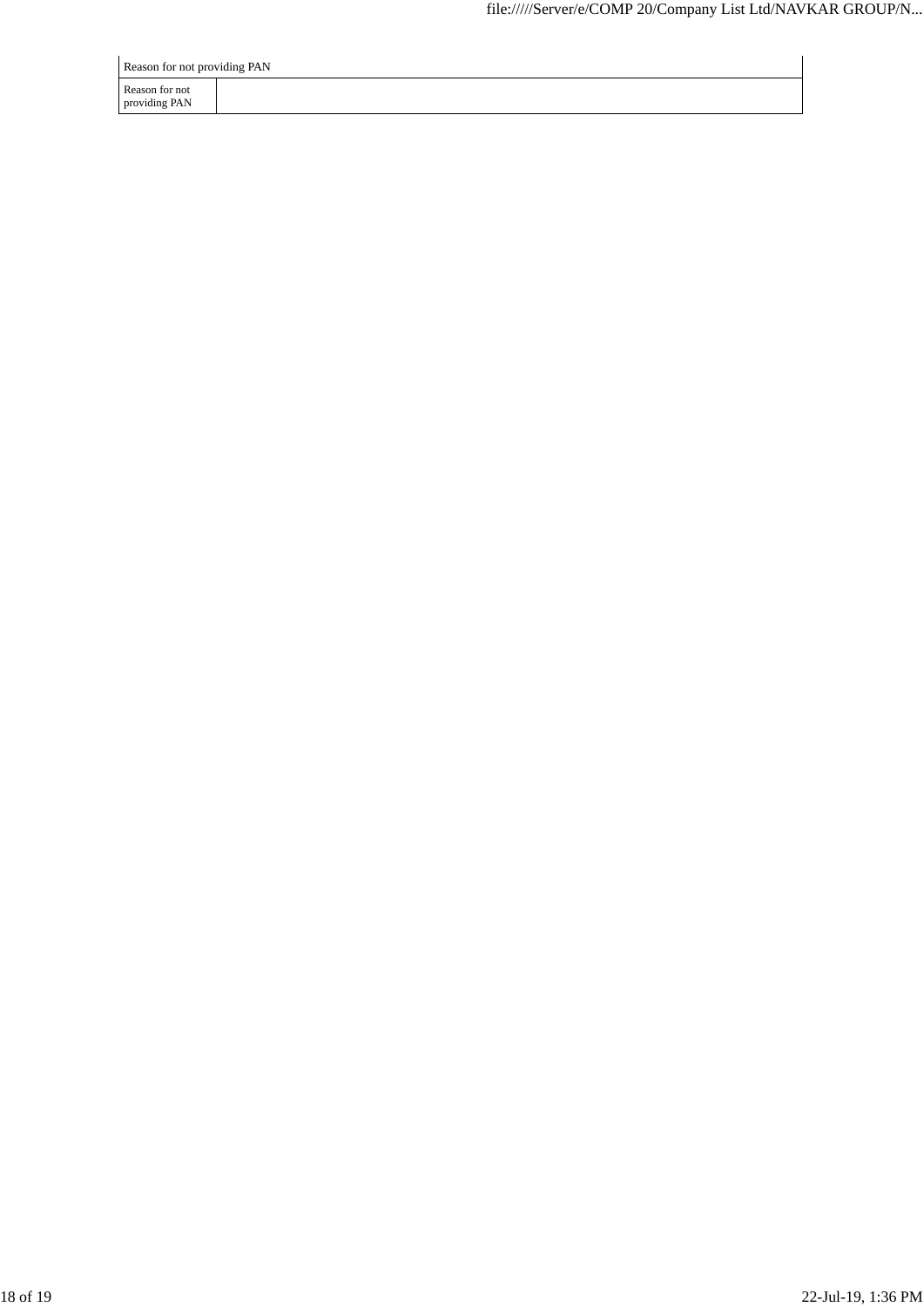| Reason for not providing PAN | |
|---|---|
| Reason for not providing PAN | |